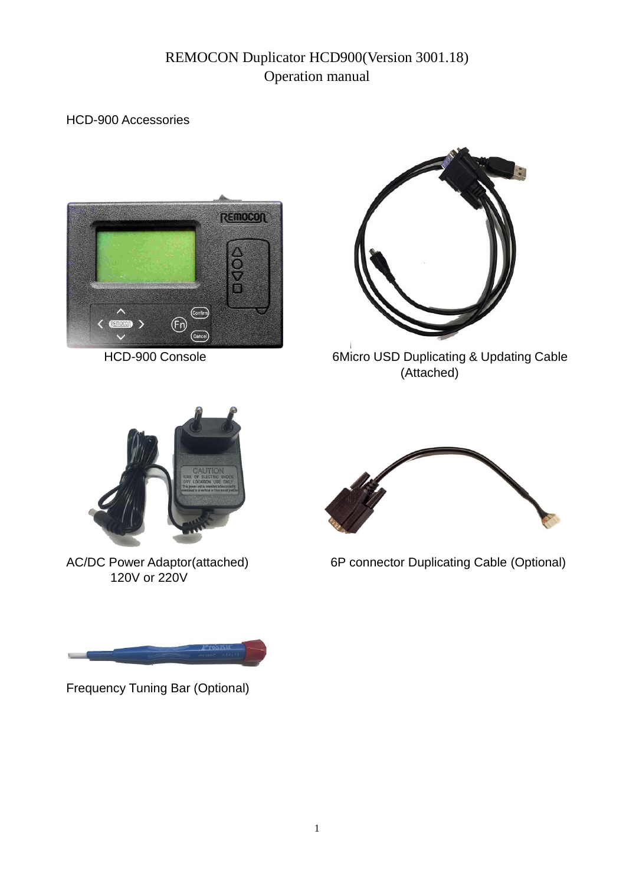# REMOCON Duplicator HCD900(Version 3001.18)
# Operation manual

HCD-900 Accessories

HCD-900 Console

6Micro USD Duplicating & Updating Cable (Attached)

AC/DC Power Adaptor(attached) 120V or 220V

6P connector Duplicating Cable (Optional)

Frequency Tuning Bar (Optional)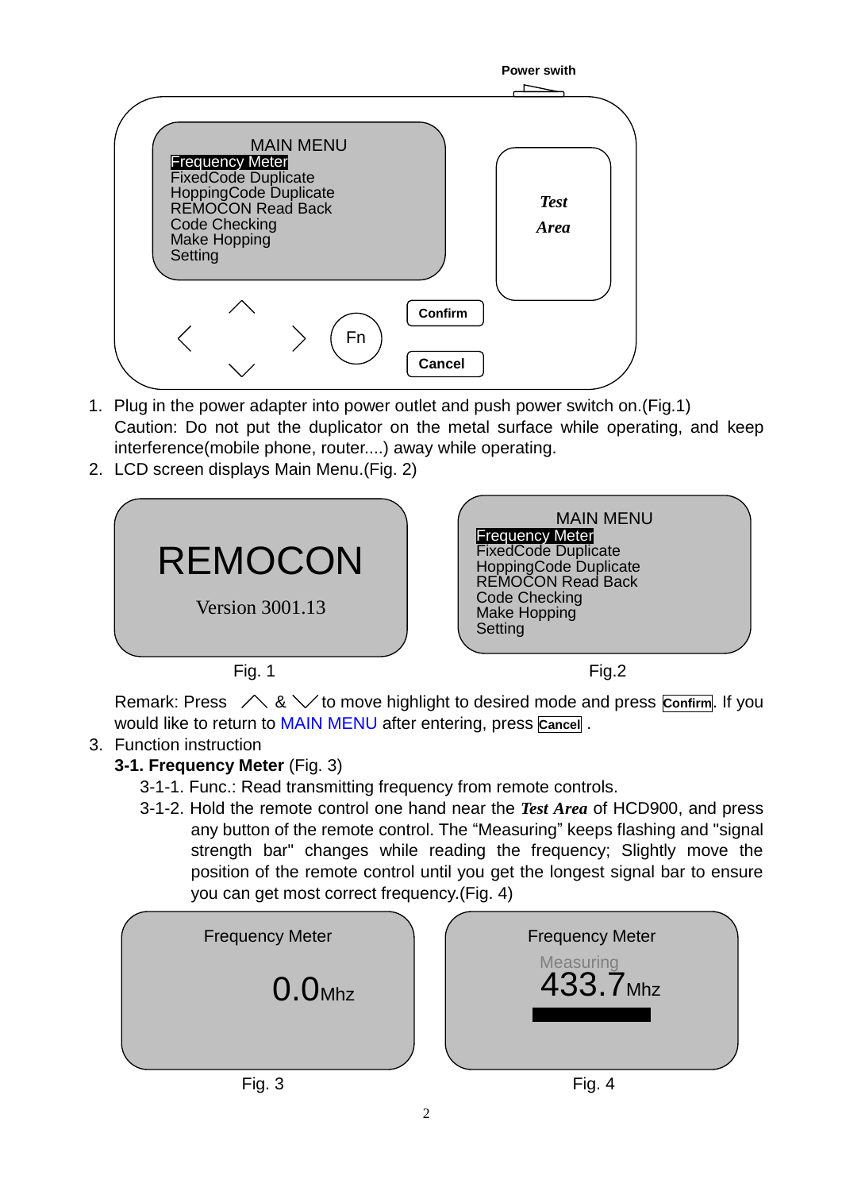Power swith

MAIN MENU
Frequency Meter
FixedCode Duplicate
HoppingCode Duplicate
REMOCON Read Back
Code Checking
Make Hopping
Setting

*Test Area*

Fn

Confirm

Cancel

1. Plug in the power adapter into power outlet and push power switch on.(Fig.1)
   Caution: Do not put the duplicator on the metal surface while operating, and keep interference(mobile phone, router....) away while operating.
2. LCD screen displays Main Menu.(Fig. 2)

REMOCON
Version 3001.13

Fig. 1

MAIN MENU
Frequency Meter
FixedCode Duplicate
HoppingCode Duplicate
REMOCON Read Back
Code Checking
Make Hopping
Setting

Fig.2

Remark: Press ∧ & ∨ to move highlight to desired mode and press **Confirm**. If you would like to return to MAIN MENU after entering, press **Cancel** .

3. Function instruction

**3-1. Frequency Meter** (Fig. 3)

3-1-1. Func.: Read transmitting frequency from remote controls.

3-1-2. Hold the remote control one hand near the ***Test Area*** of HCD900, and press any button of the remote control. The “Measuring” keeps flashing and "signal strength bar" changes while reading the frequency; Slightly move the position of the remote control until you get the longest signal bar to ensure you can get most correct frequency.(Fig. 4)

Frequency Meter
0.0Mhz

Fig. 3

Frequency Meter
Measuring
433.7Mhz

Fig. 4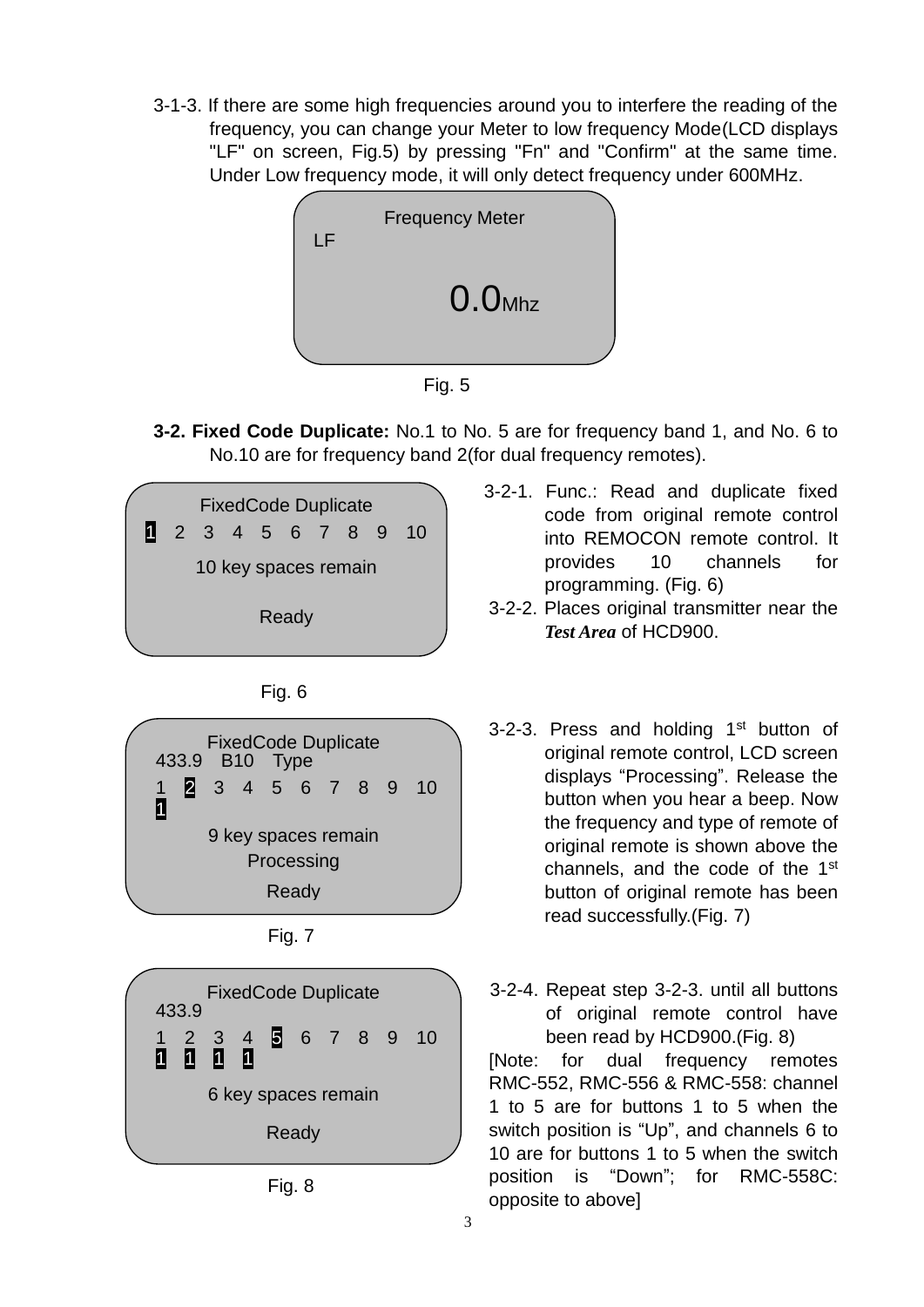3-1-3. If there are some high frequencies around you to interfere the reading of the frequency, you can change your Meter to low frequency Mode(LCD displays "LF" on screen, Fig.5) by pressing "Fn" and "Confirm" at the same time. Under Low frequency mode, it will only detect frequency under 600MHz.

Frequency Meter
LF
0.0Mhz

Fig. 5

**3-2. Fixed Code Duplicate:** No.1 to No. 5 are for frequency band 1, and No. 6 to No.10 are for frequency band 2(for dual frequency remotes).

FixedCode Duplicate
1 2 3 4 5 6 7 8 9 10
10 key spaces remain
Ready

Fig. 6

3-2-1. Func.: Read and duplicate fixed code from original remote control into REMOCON remote control. It provides 10 channels for programming. (Fig. 6)

3-2-2. Places original transmitter near the ***Test Area*** of HCD900.

FixedCode Duplicate
433.9 B10 Type
1 2 3 4 5 6 7 8 9 10
1
9 key spaces remain
Processing
Ready

Fig. 7

3-2-3. Press and holding 1st button of original remote control, LCD screen displays "Processing". Release the button when you hear a beep. Now the frequency and type of remote of original remote is shown above the channels, and the code of the 1st button of original remote has been read successfully.(Fig. 7)

FixedCode Duplicate
433.9
1 2 3 4 5 6 7 8 9 10
1 1 1 1
6 key spaces remain
Ready

Fig. 8

3-2-4. Repeat step 3-2-3. until all buttons of original remote control have been read by HCD900.(Fig. 8)

[Note: for dual frequency remotes RMC-552, RMC-556 & RMC-558: channel 1 to 5 are for buttons 1 to 5 when the switch position is "Up", and channels 6 to 10 are for buttons 1 to 5 when the switch position is "Down"; for RMC-558C: opposite to above]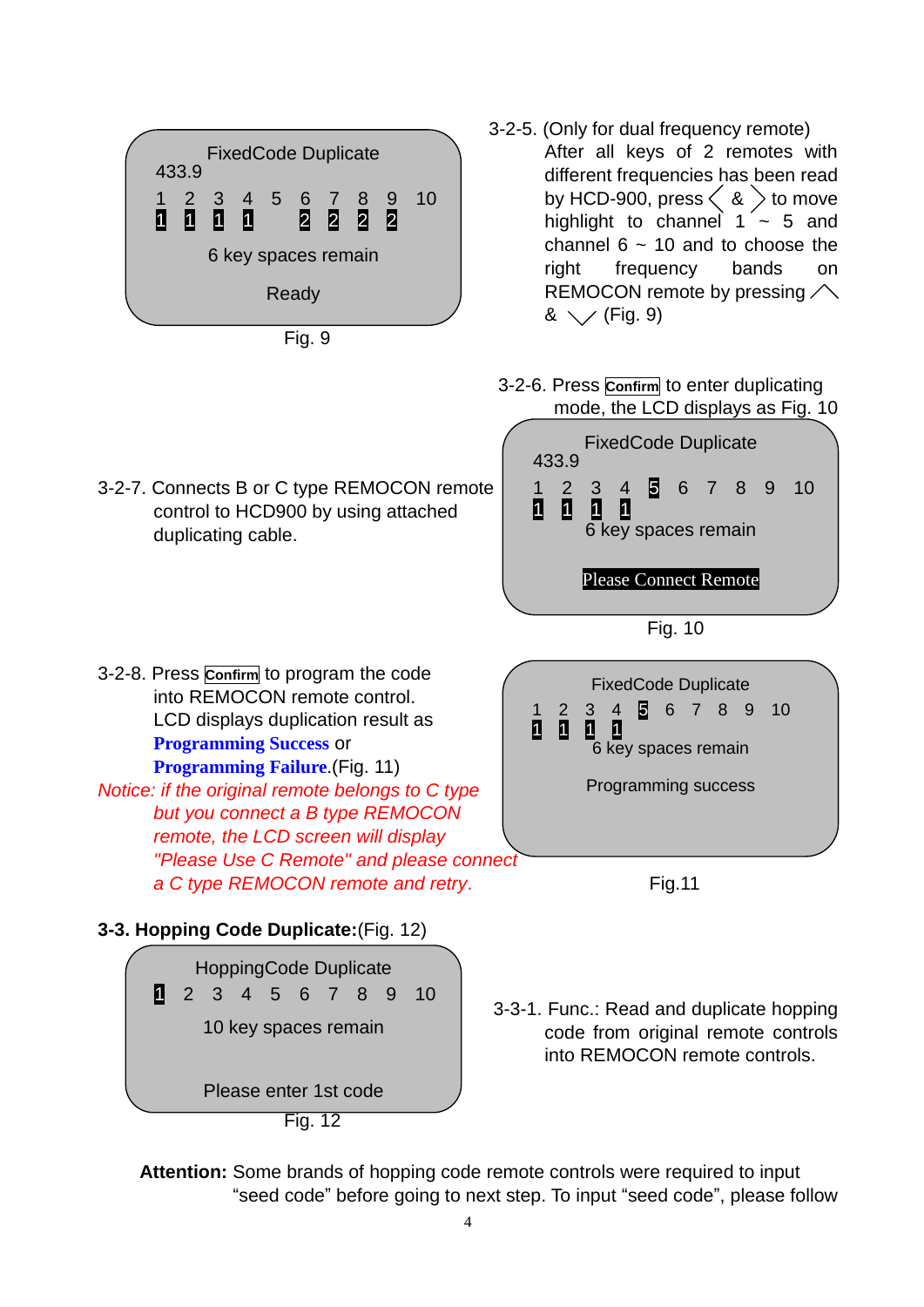3-2-5. (Only for dual frequency remote) After all keys of 2 remotes with different frequencies has been read by HCD-900, press 〈 & 〉 to move highlight to channel 1 ~ 5 and channel 6 ~ 10 and to choose the right frequency bands on REMOCON remote by pressing ︿ & ﹀ (Fig. 9)

```
FixedCode Duplicate
433.9
1  2  3  4  5  6  7  8  9  10
1  1  1  1     2  2  2  2
6 key spaces remain
Ready
```

Fig. 9

3-2-6. Press **Confirm** to enter duplicating mode, the LCD displays as Fig. 10

```
FixedCode Duplicate
433.9
1  2  3  4  5  6  7  8  9  10
1  1  1  1
6 key spaces remain
Please Connect Remote
```

Fig. 10

3-2-7. Connects B or C type REMOCON remote control to HCD900 by using attached duplicating cable.

3-2-8. Press **Confirm** to program the code into REMOCON remote control. LCD displays duplication result as **Programming Success** or **Programming Failure**.(Fig. 11)

*Notice: if the original remote belongs to C type but you connect a B type REMOCON remote, the LCD screen will display "Please Use C Remote" and please connect a C type REMOCON remote and retry.*

```
FixedCode Duplicate
1  2  3  4  5  6  7  8  9  10
1  1  1  1
6 key spaces remain
Programming success
```

Fig.11

**3-3. Hopping Code Duplicate:**(Fig. 12)

```
HoppingCode Duplicate
1  2  3  4  5  6  7  8  9  10
10 key spaces remain
Please enter 1st code
```

Fig. 12

3-3-1. Func.: Read and duplicate hopping code from original remote controls into REMOCON remote controls.

**Attention:** Some brands of hopping code remote controls were required to input "seed code" before going to next step. To input "seed code", please follow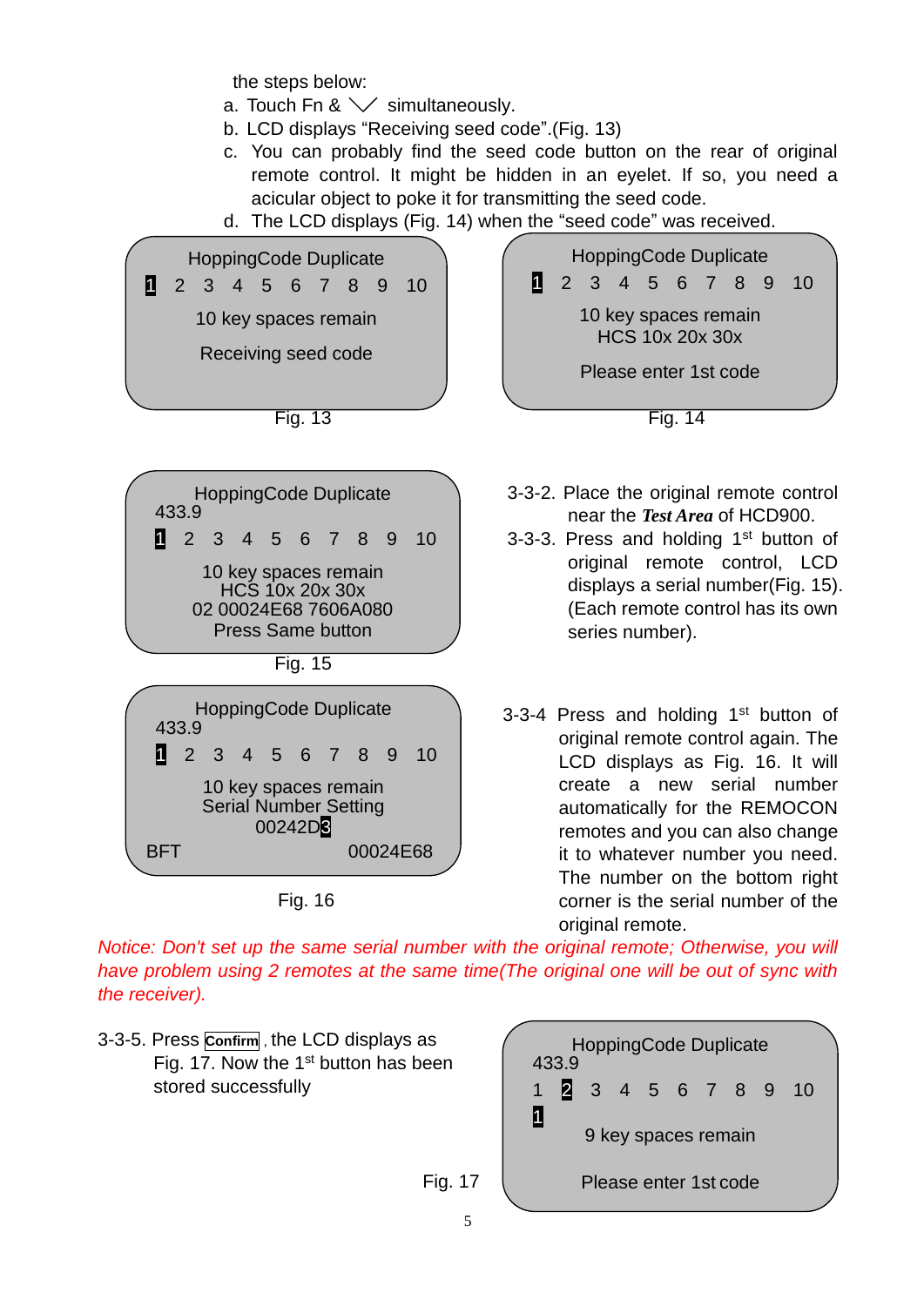the steps below:

a. Touch Fn & ╲╱ simultaneously.
b. LCD displays “Receiving seed code”.(Fig. 13)
c. You can probably find the seed code button on the rear of original remote control. It might be hidden in an eyelet. If so, you need a acicular object to poke it for transmitting the seed code.
d. The LCD displays (Fig. 14) when the “seed code” was received.

```
HoppingCode Duplicate
1  2  3  4  5  6  7  8  9  10
10 key spaces remain
Receiving seed code
```

Fig. 13

```
HoppingCode Duplicate
1  2  3  4  5  6  7  8  9  10
10 key spaces remain
HCS 10x 20x 30x
Please enter 1st code
```

Fig. 14

3-3-2. Place the original remote control near the ***Test Area*** of HCD900.

3-3-3. Press and holding 1st button of original remote control, LCD displays a serial number(Fig. 15). (Each remote control has its own series number).

```
HoppingCode Duplicate
433.9
1  2  3  4  5  6  7  8  9  10
10 key spaces remain
HCS 10x 20x 30x
02 00024E68 7606A080
Press Same button
```

Fig. 15

3-3-4 Press and holding 1st button of original remote control again. The LCD displays as Fig. 16. It will create a new serial number automatically for the REMOCON remotes and you can also change it to whatever number you need. The number on the bottom right corner is the serial number of the original remote.

```
HoppingCode Duplicate
433.9
1  2  3  4  5  6  7  8  9  10
10 key spaces remain
Serial Number Setting
00242D3
BFT                  00024E68
```

Fig. 16

*Notice: Don't set up the same serial number with the original remote; Otherwise, you will have problem using 2 remotes at the same time(The original one will be out of sync with the receiver).*

3-3-5. Press **Confirm**, the LCD displays as Fig. 17. Now the 1st button has been stored successfully

```
HoppingCode Duplicate
433.9
1  2  3  4  5  6  7  8  9  10
1
9 key spaces remain
Please enter 1st code
```

Fig. 17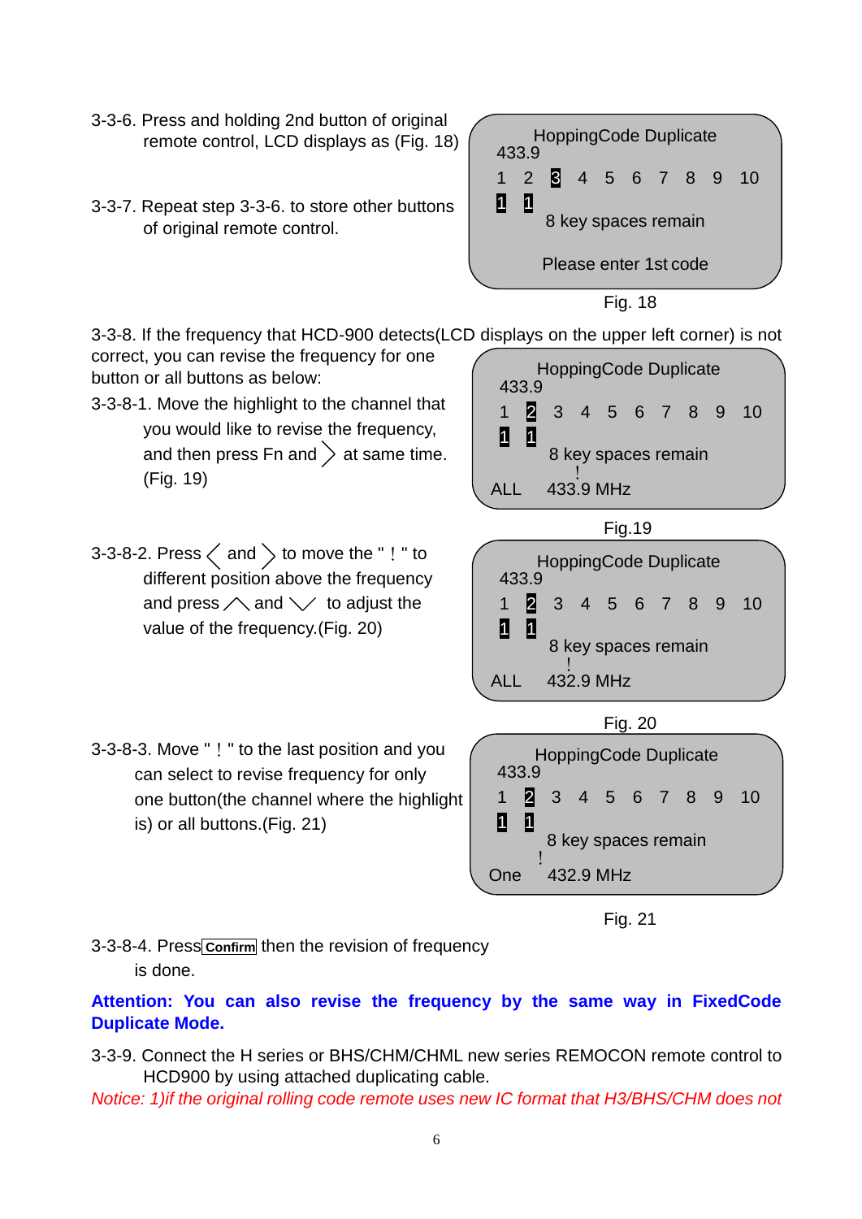3-3-6. Press and holding 2nd button of original remote control, LCD displays as (Fig. 18)

3-3-7. Repeat step 3-3-6. to store other buttons of original remote control.

```
HoppingCode Duplicate
433.9
1  2  3  4  5  6  7  8  9  10
1  1
      8 key spaces remain

   Please enter 1st code
```

Fig. 18

3-3-8. If the frequency that HCD-900 detects(LCD displays on the upper left corner) is not correct, you can revise the frequency for one button or all buttons as below:

3-3-8-1. Move the highlight to the channel that you would like to revise the frequency, and then press Fn and 〉 at same time. (Fig. 19)

```
HoppingCode Duplicate
433.9
1  2  3  4  5  6  7  8  9  10
1  1
      8 key spaces remain
          !
ALL    433.9 MHz
```

Fig.19

3-3-8-2. Press 〈 and 〉 to move the " ! " to different position above the frequency and press ∧ and ∨ to adjust the value of the frequency.(Fig. 20)

```
HoppingCode Duplicate
433.9
1  2  3  4  5  6  7  8  9  10
1  1
      8 key spaces remain
         !
ALL    432.9 MHz
```

Fig. 20

3-3-8-3. Move " ! " to the last position and you can select to revise frequency for only one button(the channel where the highlight is) or all buttons.(Fig. 21)

```
HoppingCode Duplicate
433.9
1  2  3  4  5  6  7  8  9  10
1  1
      8 key spaces remain
    !
One    432.9 MHz
```

Fig. 21

3-3-8-4. Press Confirm then the revision of frequency is done.

**Attention: You can also revise the frequency by the same way in FixedCode Duplicate Mode.**

3-3-9. Connect the H series or BHS/CHM/CHML new series REMOCON remote control to HCD900 by using attached duplicating cable.

*Notice: 1)if the original rolling code remote uses new IC format that H3/BHS/CHM does not*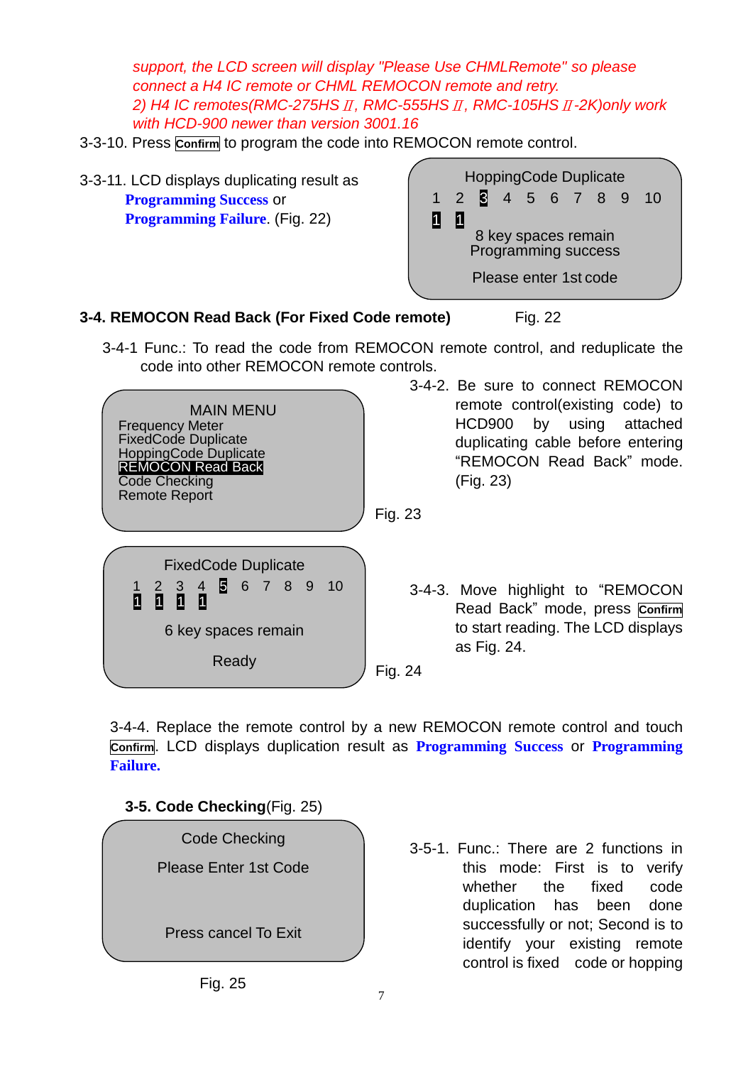*support, the LCD screen will display "Please Use CHMLRemote" so please connect a H4 IC remote or CHML REMOCON remote and retry.*
*2) H4 IC remotes(RMC-275HS Ⅱ, RMC-555HS Ⅱ, RMC-105HS Ⅱ-2K)only work with HCD-900 newer than version 3001.16*

3-3-10. Press **Confirm** to program the code into REMOCON remote control.

3-3-11. LCD displays duplicating result as **Programming Success** or **Programming Failure**. (Fig. 22)

```
HoppingCode Duplicate
1  2  3  4  5  6  7  8  9  10
1  1
8 key spaces remain
Programming success
Please enter 1st code
```

Fig. 22

### 3-4. REMOCON Read Back (For Fixed Code remote)

3-4-1 Func.: To read the code from REMOCON remote control, and reduplicate the code into other REMOCON remote controls.

```
MAIN MENU
Frequency Meter
FixedCode Duplicate
HoppingCode Duplicate
REMOCON Read Back
Code Checking
Remote Report
```

Fig. 23

3-4-2. Be sure to connect REMOCON remote control(existing code) to HCD900 by using attached duplicating cable before entering "REMOCON Read Back" mode. (Fig. 23)

```
FixedCode Duplicate
1  2  3  4  5  6  7  8  9  10
1  1  1  1
6 key spaces remain
Ready
```

Fig. 24

3-4-3. Move highlight to "REMOCON Read Back" mode, press **Confirm** to start reading. The LCD displays as Fig. 24.

3-4-4. Replace the remote control by a new REMOCON remote control and touch **Confirm**. LCD displays duplication result as **Programming Success** or **Programming Failure.**

### 3-5. Code Checking(Fig. 25)

```
Code Checking
Please Enter 1st Code
Press cancel To Exit
```

Fig. 25

3-5-1. Func.: There are 2 functions in this mode: First is to verify whether the fixed code duplication has been done successfully or not; Second is to identify your existing remote control is fixed code or hopping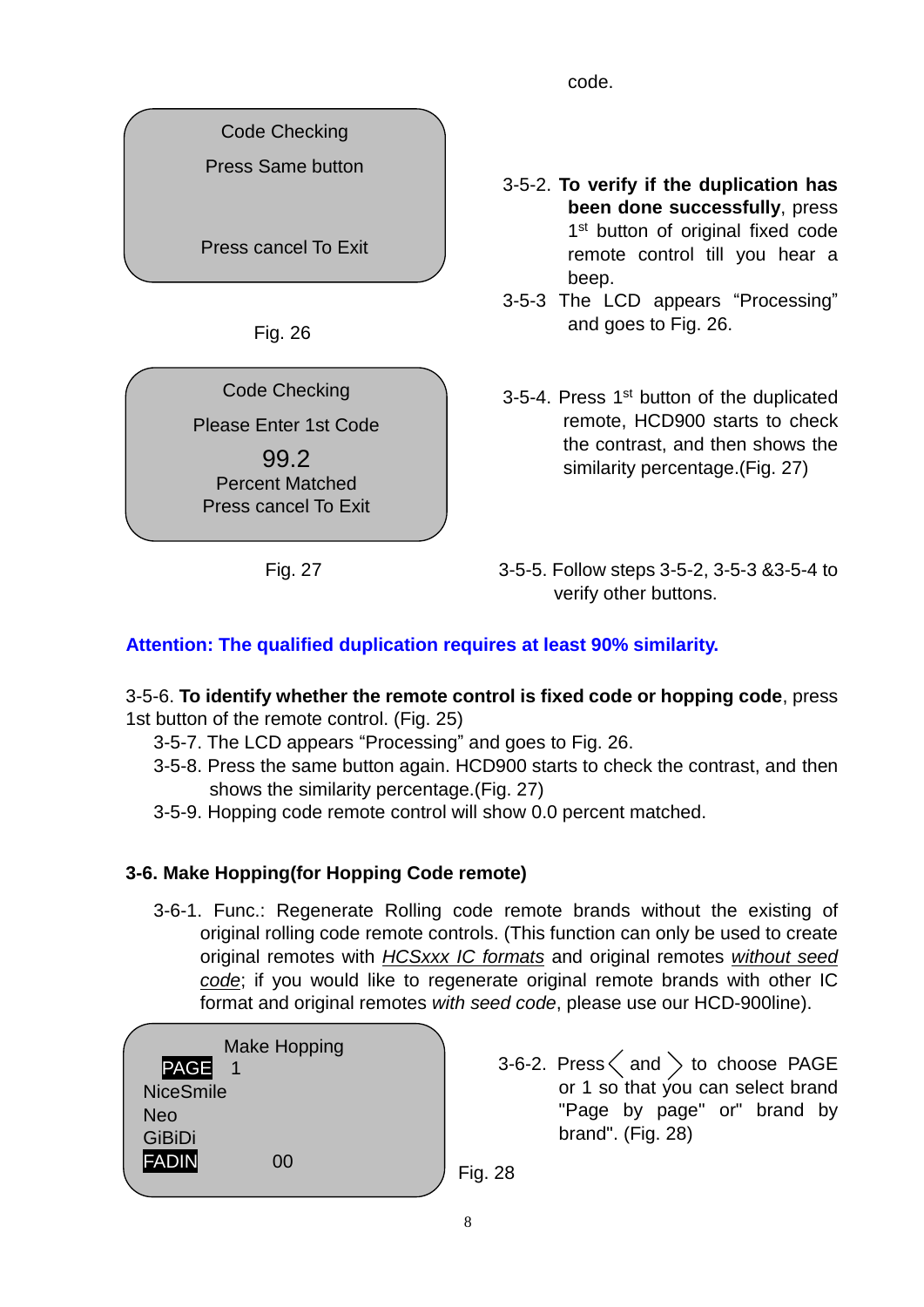code.

Code Checking

Press Same button

Press cancel To Exit

Fig. 26

3-5-2. **To verify if the duplication has been done successfully**, press 1st button of original fixed code remote control till you hear a beep.

3-5-3 The LCD appears "Processing" and goes to Fig. 26.

Code Checking

Please Enter 1st Code

99.2

Percent Matched

Press cancel To Exit

Fig. 27

3-5-4. Press 1st button of the duplicated remote, HCD900 starts to check the contrast, and then shows the similarity percentage.(Fig. 27)

3-5-5. Follow steps 3-5-2, 3-5-3 &3-5-4 to verify other buttons.

**Attention: The qualified duplication requires at least 90% similarity.**

3-5-6. **To identify whether the remote control is fixed code or hopping code**, press 1st button of the remote control. (Fig. 25)

3-5-7. The LCD appears "Processing" and goes to Fig. 26.

3-5-8. Press the same button again. HCD900 starts to check the contrast, and then shows the similarity percentage.(Fig. 27)

3-5-9. Hopping code remote control will show 0.0 percent matched.

### 3-6. Make Hopping(for Hopping Code remote)

3-6-1. Func.: Regenerate Rolling code remote brands without the existing of original rolling code remote controls. (This function can only be used to create original remotes with *HCSxxx IC formats* and original remotes *without seed code*; if you would like to regenerate original remote brands with other IC format and original remotes *with seed code*, please use our HCD-900line).

Make Hopping

PAGE 1

NiceSmile

Neo

GiBiDi

FADIN 00

Fig. 28

3-6-2. Press 〈 and 〉 to choose PAGE or 1 so that you can select brand "Page by page" or" brand by brand". (Fig. 28)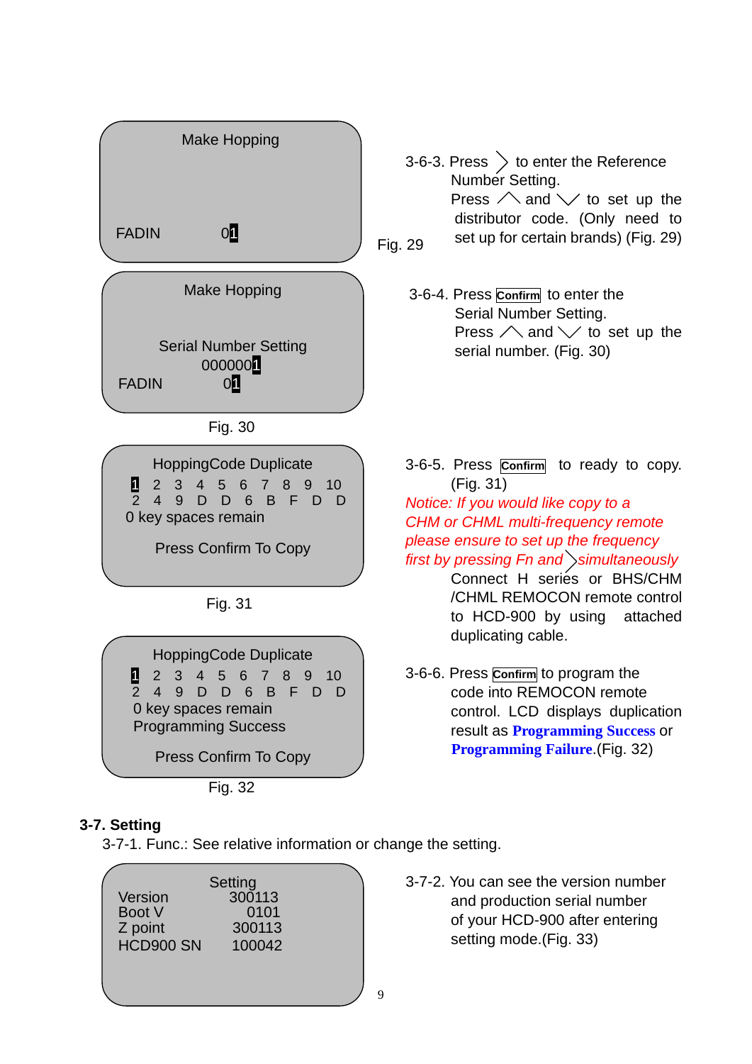Make Hopping

FADIN 01

Fig. 29

3-6-3. Press > to enter the Reference Number Setting.
Press ∧ and ∨ to set up the distributor code. (Only need to set up for certain brands) (Fig. 29)

Make Hopping

Serial Number Setting
0000001
FADIN 01

Fig. 30

3-6-4. Press **Confirm** to enter the Serial Number Setting.
Press ∧ and ∨ to set up the serial number. (Fig. 30)

HoppingCode Duplicate
1 2 3 4 5 6 7 8 9 10
2 4 9 D D 6 B F D D
0 key spaces remain

Press Confirm To Copy

Fig. 31

3-6-5. Press **Confirm** to ready to copy. (Fig. 31)

*Notice: If you would like copy to a CHM or CHML multi-frequency remote please ensure to set up the frequency first by pressing Fn and > simultaneously*

Connect H series or BHS/CHM /CHML REMOCON remote control to HCD-900 by using attached duplicating cable.

HoppingCode Duplicate
1 2 3 4 5 6 7 8 9 10
2 4 9 D D 6 B F D D
0 key spaces remain
Programming Success

Press Confirm To Copy

Fig. 32

3-6-6. Press **Confirm** to program the code into REMOCON remote control. LCD displays duplication result as **Programming Success** or **Programming Failure**.(Fig. 32)

## 3-7. Setting

3-7-1. Func.: See relative information or change the setting.

Setting

| | |
|---|---|
| Version | 300113 |
| Boot V | 0101 |
| Z point | 300113 |
| HCD900 SN | 100042 |

3-7-2. You can see the version number and production serial number of your HCD-900 after entering setting mode.(Fig. 33)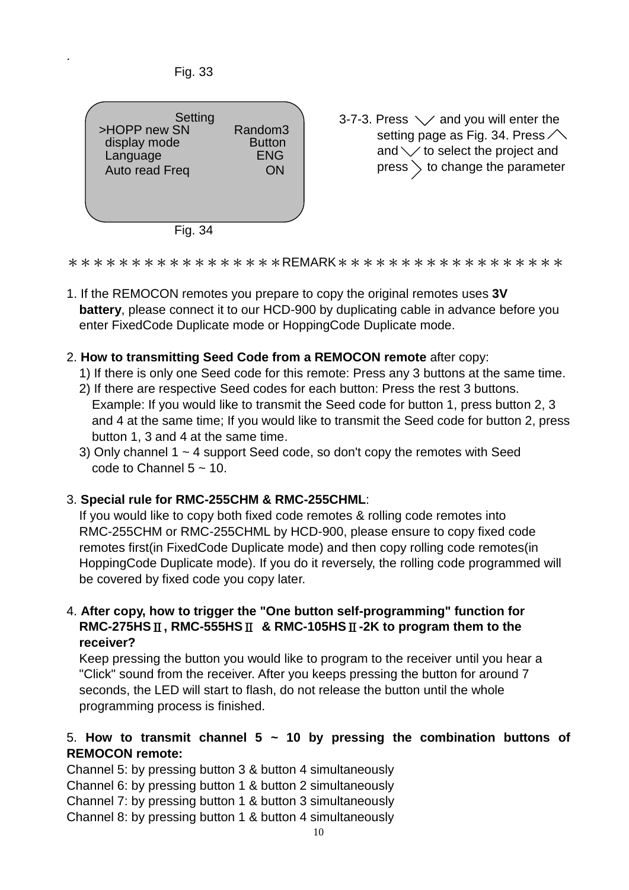.

Fig. 33

```
          Setting
>HOPP new SN        Random3
 display mode        Button
 Language              ENG
 Auto read Freq         ON
```

Fig. 34

3-7-3. Press ﹀ and you will enter the setting page as Fig. 34. Press ︿ and ﹀ to select the project and press 〉 to change the parameter

＊＊＊＊＊＊＊＊＊＊＊＊＊＊＊＊REMARK＊＊＊＊＊＊＊＊＊＊＊＊＊＊＊＊＊

1. If the REMOCON remotes you prepare to copy the original remotes uses **3V battery**, please connect it to our HCD-900 by duplicating cable in advance before you enter FixedCode Duplicate mode or HoppingCode Duplicate mode.

2. **How to transmitting Seed Code from a REMOCON remote** after copy:
   1) If there is only one Seed code for this remote: Press any 3 buttons at the same time.
   2) If there are respective Seed codes for each button: Press the rest 3 buttons. Example: If you would like to transmit the Seed code for button 1, press button 2, 3 and 4 at the same time; If you would like to transmit the Seed code for button 2, press button 1, 3 and 4 at the same time.
   3) Only channel 1 ~ 4 support Seed code, so don't copy the remotes with Seed code to Channel 5 ~ 10.

3. **Special rule for RMC-255CHM & RMC-255CHML**:
   If you would like to copy both fixed code remotes & rolling code remotes into RMC-255CHM or RMC-255CHML by HCD-900, please ensure to copy fixed code remotes first(in FixedCode Duplicate mode) and then copy rolling code remotes(in HoppingCode Duplicate mode). If you do it reversely, the rolling code programmed will be covered by fixed code you copy later.

4. **After copy, how to trigger the "One button self-programming" function for RMC-275HSⅡ, RMC-555HSⅡ & RMC-105HSⅡ-2K to program them to the receiver?**
   Keep pressing the button you would like to program to the receiver until you hear a "Click" sound from the receiver. After you keeps pressing the button for around 7 seconds, the LED will start to flash, do not release the button until the whole programming process is finished.

5. **How to transmit channel 5 ~ 10 by pressing the combination buttons of REMOCON remote:**

Channel 5: by pressing button 3 & button 4 simultaneously
Channel 6: by pressing button 1 & button 2 simultaneously
Channel 7: by pressing button 1 & button 3 simultaneously
Channel 8: by pressing button 1 & button 4 simultaneously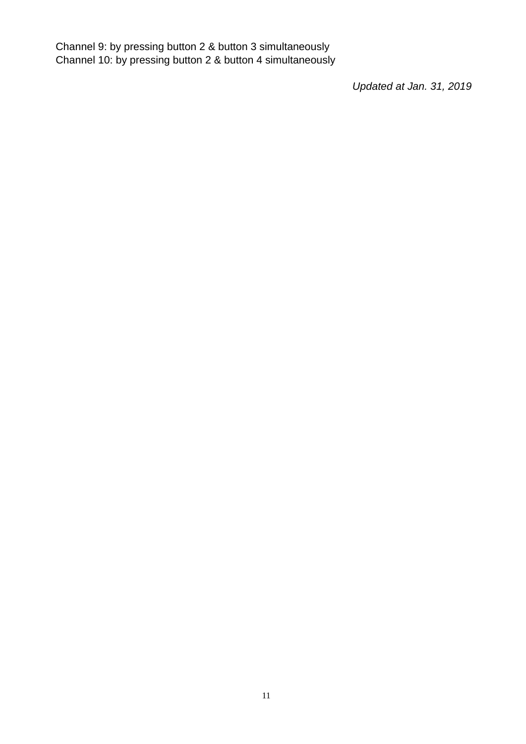Channel 9: by pressing button 2 & button 3 simultaneously
Channel 10: by pressing button 2 & button 4 simultaneously

*Updated at Jan. 31, 2019*